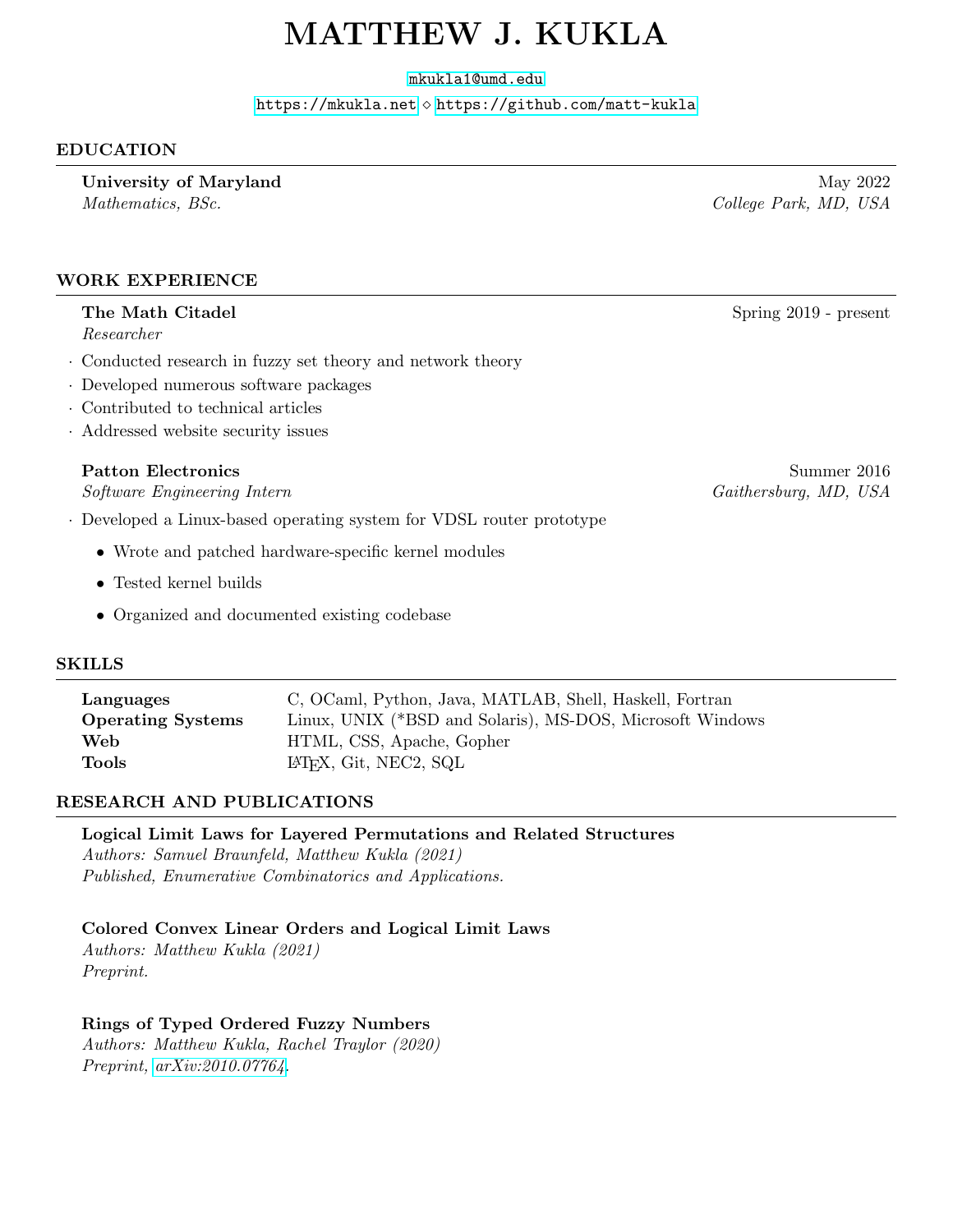# MATTHEW J. KUKLA

mkukla1@umd.edu

https://mkukla.net ⋄ https://github.com/matt-kukla

## EDUCATION

**University of Maryland** — May 2022
*Mathematics, BSc.* — *College Park, MD, USA*

## WORK EXPERIENCE

**The Math Citadel** — Spring 2019 - present
*Researcher*

- Conducted research in fuzzy set theory and network theory
- Developed numerous software packages
- Contributed to technical articles
- Addressed website security issues

**Patton Electronics** — Summer 2016
*Software Engineering Intern* — *Gaithersburg, MD, USA*

- Developed a Linux-based operating system for VDSL router prototype
  - Wrote and patched hardware-specific kernel modules
  - Tested kernel builds
  - Organized and documented existing codebase

## SKILLS

| | |
|---|---|
| **Languages** | C, OCaml, Python, Java, MATLAB, Shell, Haskell, Fortran |
| **Operating Systems** | Linux, UNIX (*BSD and Solaris), MS-DOS, Microsoft Windows |
| **Web** | HTML, CSS, Apache, Gopher |
| **Tools** | LaTeX, Git, NEC2, SQL |

## RESEARCH AND PUBLICATIONS

**Logical Limit Laws for Layered Permutations and Related Structures**
*Authors: Samuel Braunfeld, Matthew Kukla (2021)*
*Published, Enumerative Combinatorics and Applications.*

**Colored Convex Linear Orders and Logical Limit Laws**
*Authors: Matthew Kukla (2021)*
*Preprint.*

**Rings of Typed Ordered Fuzzy Numbers**
*Authors: Matthew Kukla, Rachel Traylor (2020)*
*Preprint, arXiv:2010.07764.*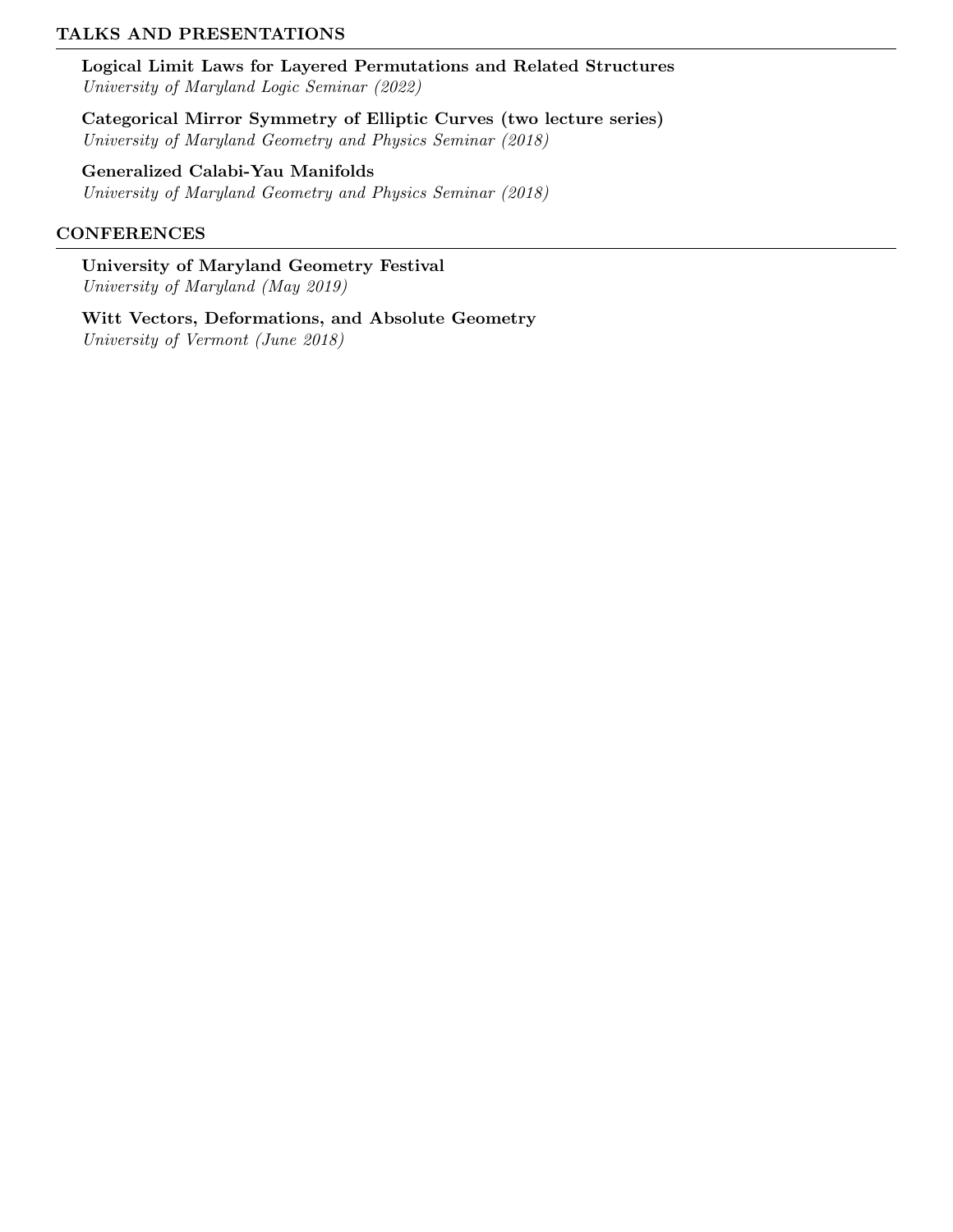## TALKS AND PRESENTATIONS

**Logical Limit Laws for Layered Permutations and Related Structures**
*University of Maryland Logic Seminar (2022)*

**Categorical Mirror Symmetry of Elliptic Curves (two lecture series)**
*University of Maryland Geometry and Physics Seminar (2018)*

**Generalized Calabi-Yau Manifolds**
*University of Maryland Geometry and Physics Seminar (2018)*

## CONFERENCES

**University of Maryland Geometry Festival**
*University of Maryland (May 2019)*

**Witt Vectors, Deformations, and Absolute Geometry**
*University of Vermont (June 2018)*